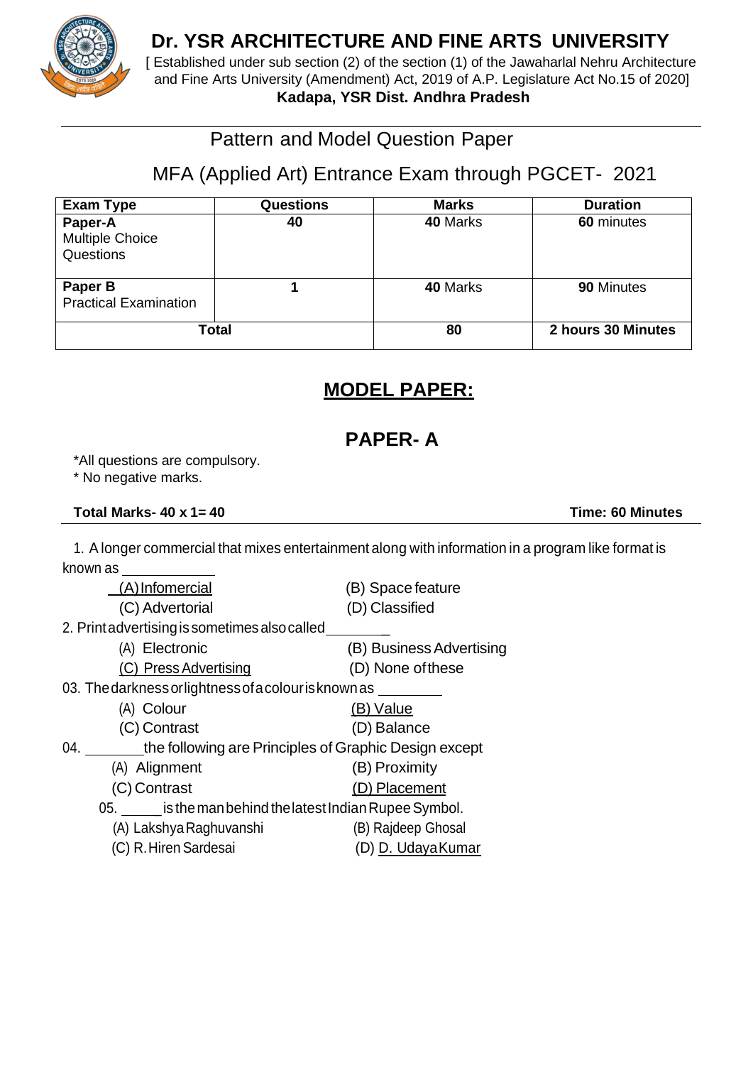# Dr. YSR ARCHITECTURE AND FINE ARTS UNIVERSITY

[ Established under sub section (2) of the section (1) of the Jawaharlal Nehru Architecture and Fine Arts University (Amendment) Act, 2019 of A.P. Legislature Act No.15 of 2020]

**Kadapa, YSR Dist. Andhra Pradesh**

## Pattern and Model Question Paper

## MFA (Applied Art) Entrance Exam through PGCET- 2021

| Exam Type | Questions | Marks | Duration |
|---|---|---|---|
| **Paper-A** Multiple Choice Questions | **40** | **40** Marks | **60** minutes |
| **Paper B** Practical Examination | **1** | **40** Marks | **90** Minutes |
| **Total** | | **80** | **2 hours 30 Minutes** |

## MODEL PAPER:

## PAPER- A

*All questions are compulsory.
* No negative marks.

**Total Marks- 40 x 1= 40** **Time: 60 Minutes**

1. A longer commercial that mixes entertainment along with information in a program like format is known as ____________
   - (A) Infomercial
   - (B) Space feature
   - (C) Advertorial
   - (D) Classified

2. Print advertising is sometimes also called________
   - (A) Electronic
   - (B) Business Advertising
   - (C) Press Advertising
   - (D) None of these

03. The darkness or lightness of a colour is known as ________
   - (A) Colour
   - (B) Value
   - (C) Contrast
   - (D) Balance

04. ________the following are Principles of Graphic Design except
   - (A) Alignment
   - (B) Proximity
   - (C) Contrast
   - (D) Placement

05. _____is the man behind the latest Indian Rupee Symbol.
   - (A) Lakshya Raghuvanshi
   - (B) Rajdeep Ghosal
   - (C) R. Hiren Sardesai
   - (D) D. Udaya Kumar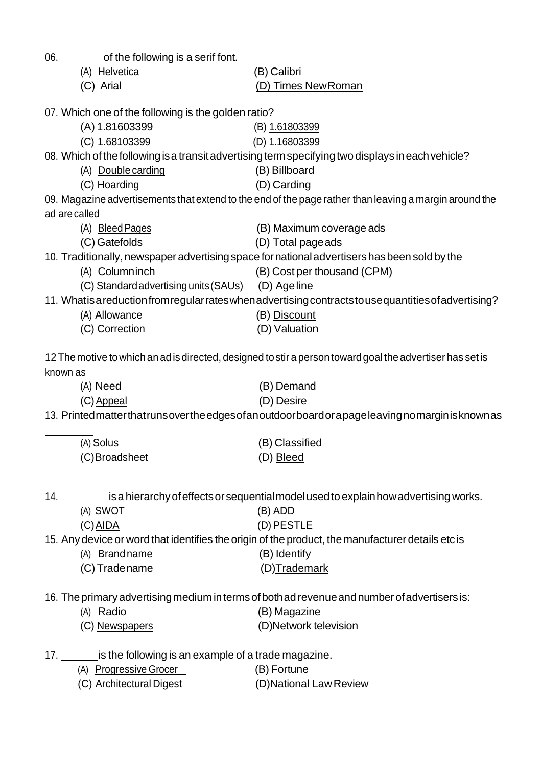06. _______ of the following is a serif font.

(A) Helvetica (B) Calibri

(C) Arial <u>(D) Times New Roman</u>

07. Which one of the following is the golden ratio?

(A) 1.81603399 (B) <u>1.61803399</u>

(C) 1.68103399 (D) 1.16803399

08. Which of the following is a transit advertising term specifying two displays in each vehicle?

(A) <u>Double carding</u> (B) Billboard

(C) Hoarding (D) Carding

09. Magazine advertisements that extend to the end of the page rather than leaving a margin around the ad are called ________

(A) <u>Bleed Pages</u> (B) Maximum coverage ads

(C) Gatefolds (D) Total page ads

10. Traditionally, newspaper advertising space for national advertisers has been sold by the

(A) Column inch (B) Cost per thousand (CPM)

(C) <u>Standard advertising units (SAUs)</u> (D) Age line

11. What is a reduction from regular rates when advertising contracts to use quantities of advertising?

(A) Allowance (B) <u>Discount</u>

(C) Correction (D) Valuation

12 The motive to which an ad is directed, designed to stir a person toward goal the advertiser has set is known as __________

(A) Need (B) Demand

(C) <u>Appeal</u> (D) Desire

13. Printed matter that runs over the edges of an outdoor board or a page leaving no margin is known as ________

(A) Solus (B) Classified

(C) Broadsheet (D) <u>Bleed</u>

14. ________ is a hierarchy of effects or sequential model used to explain how advertising works.

(A) SWOT (B) ADD

(C) <u>AIDA</u> (D) PESTLE

15. Any device or word that identifies the origin of the product, the manufacturer details etc is

(A) Brand name (B) Identify

(C) Trade name (D) <u>Trademark</u>

16. The primary advertising medium in terms of both ad revenue and number of advertisers is:

(A) Radio (B) Magazine

(C) <u>Newspapers</u> (D) Network television

17. ______ is the following is an example of a trade magazine.

(A) <u>Progressive Grocer</u> (B) Fortune

(C) Architectural Digest (D) National Law Review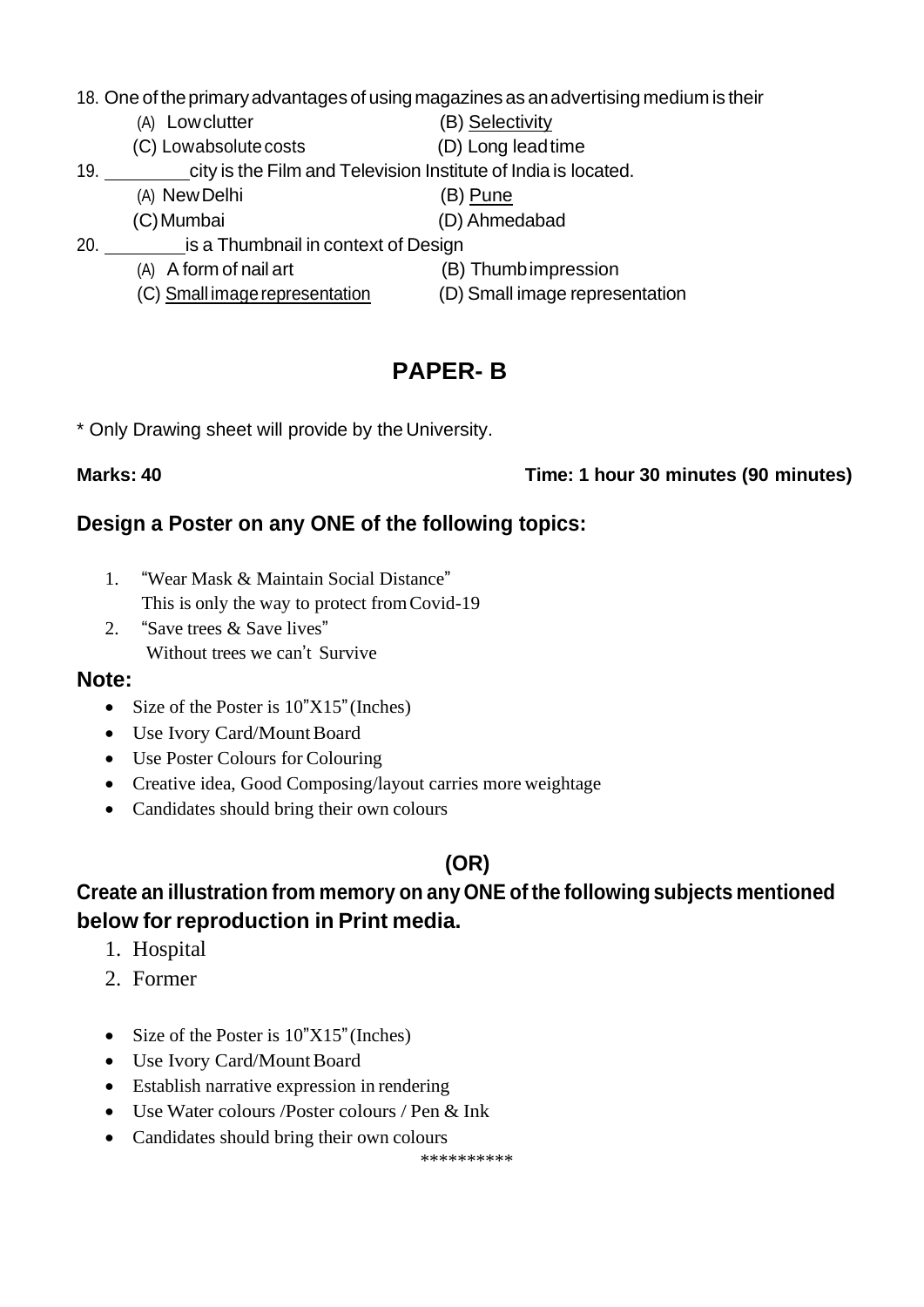18. One of the primary advantages of using magazines as an advertising medium is their

(A) Low clutter (B) Selectivity
(C) Low absolute costs (D) Long lead time

19. ________ city is the Film and Television Institute of India is located.

(A) New Delhi (B) Pune
(C) Mumbai (D) Ahmedabad

20. ________ is a Thumbnail in context of Design

(A) A form of nail art (B) Thumb impression
(C) Small image representation (D) Small image representation

# PAPER- B

* Only Drawing sheet will provide by the University.

**Marks: 40** **Time: 1 hour 30 minutes (90 minutes)**

## Design a Poster on any ONE of the following topics:

1. "Wear Mask & Maintain Social Distance"
   This is only the way to protect from Covid-19
2. "Save trees & Save lives"
   Without trees we can't Survive

### Note:

- Size of the Poster is 10"X15" (Inches)
- Use Ivory Card/Mount Board
- Use Poster Colours for Colouring
- Creative idea, Good Composing/layout carries more weightage
- Candidates should bring their own colours

**(OR)**

## Create an illustration from memory on any ONE of the following subjects mentioned below for reproduction in Print media.

1. Hospital
2. Former

- Size of the Poster is 10"X15" (Inches)
- Use Ivory Card/Mount Board
- Establish narrative expression in rendering
- Use Water colours /Poster colours / Pen & Ink
- Candidates should bring their own colours

**********